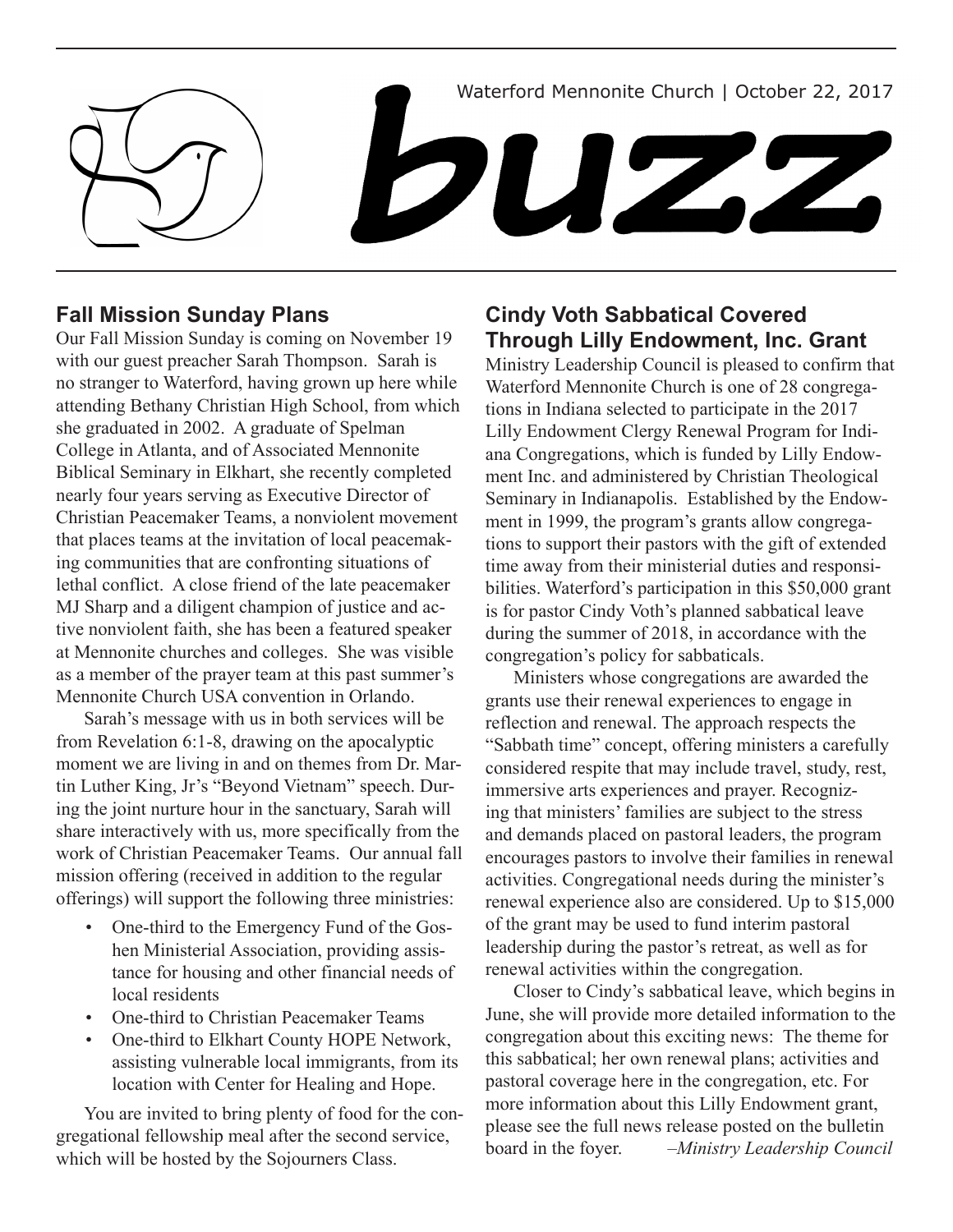Waterford Mennonite Church | October 22, 2017

# buzz

## Fall Mission Sunday Plans

Our Fall Mission Sunday is coming on November 19 with our guest preacher Sarah Thompson. Sarah is no stranger to Waterford, having grown up here while attending Bethany Christian High School, from which she graduated in 2002. A graduate of Spelman College in Atlanta, and of Associated Mennonite Biblical Seminary in Elkhart, she recently completed nearly four years serving as Executive Director of Christian Peacemaker Teams, a nonviolent movement that places teams at the invitation of local peacemaking communities that are confronting situations of lethal conflict. A close friend of the late peacemaker MJ Sharp and a diligent champion of justice and active nonviolent faith, she has been a featured speaker at Mennonite churches and colleges. She was visible as a member of the prayer team at this past summer's Mennonite Church USA convention in Orlando.

Sarah's message with us in both services will be from Revelation 6:1-8, drawing on the apocalyptic moment we are living in and on themes from Dr. Martin Luther King, Jr's "Beyond Vietnam" speech. During the joint nurture hour in the sanctuary, Sarah will share interactively with us, more specifically from the work of Christian Peacemaker Teams. Our annual fall mission offering (received in addition to the regular offerings) will support the following three ministries:

- One-third to the Emergency Fund of the Goshen Ministerial Association, providing assistance for housing and other financial needs of local residents
- One-third to Christian Peacemaker Teams
- One-third to Elkhart County HOPE Network, assisting vulnerable local immigrants, from its location with Center for Healing and Hope.

You are invited to bring plenty of food for the congregational fellowship meal after the second service, which will be hosted by the Sojourners Class.

## Cindy Voth Sabbatical Covered Through Lilly Endowment, Inc. Grant

Ministry Leadership Council is pleased to confirm that Waterford Mennonite Church is one of 28 congregations in Indiana selected to participate in the 2017 Lilly Endowment Clergy Renewal Program for Indiana Congregations, which is funded by Lilly Endowment Inc. and administered by Christian Theological Seminary in Indianapolis. Established by the Endowment in 1999, the program's grants allow congregations to support their pastors with the gift of extended time away from their ministerial duties and responsibilities. Waterford's participation in this $50,000 grant is for pastor Cindy Voth's planned sabbatical leave during the summer of 2018, in accordance with the congregation's policy for sabbaticals.

Ministers whose congregations are awarded the grants use their renewal experiences to engage in reflection and renewal. The approach respects the "Sabbath time" concept, offering ministers a carefully considered respite that may include travel, study, rest, immersive arts experiences and prayer. Recognizing that ministers' families are subject to the stress and demands placed on pastoral leaders, the program encourages pastors to involve their families in renewal activities. Congregational needs during the minister's renewal experience also are considered. Up to $15,000 of the grant may be used to fund interim pastoral leadership during the pastor's retreat, as well as for renewal activities within the congregation.

Closer to Cindy's sabbatical leave, which begins in June, she will provide more detailed information to the congregation about this exciting news: The theme for this sabbatical; her own renewal plans; activities and pastoral coverage here in the congregation, etc. For more information about this Lilly Endowment grant, please see the full news release posted on the bulletin board in the foyer. *–Ministry Leadership Council*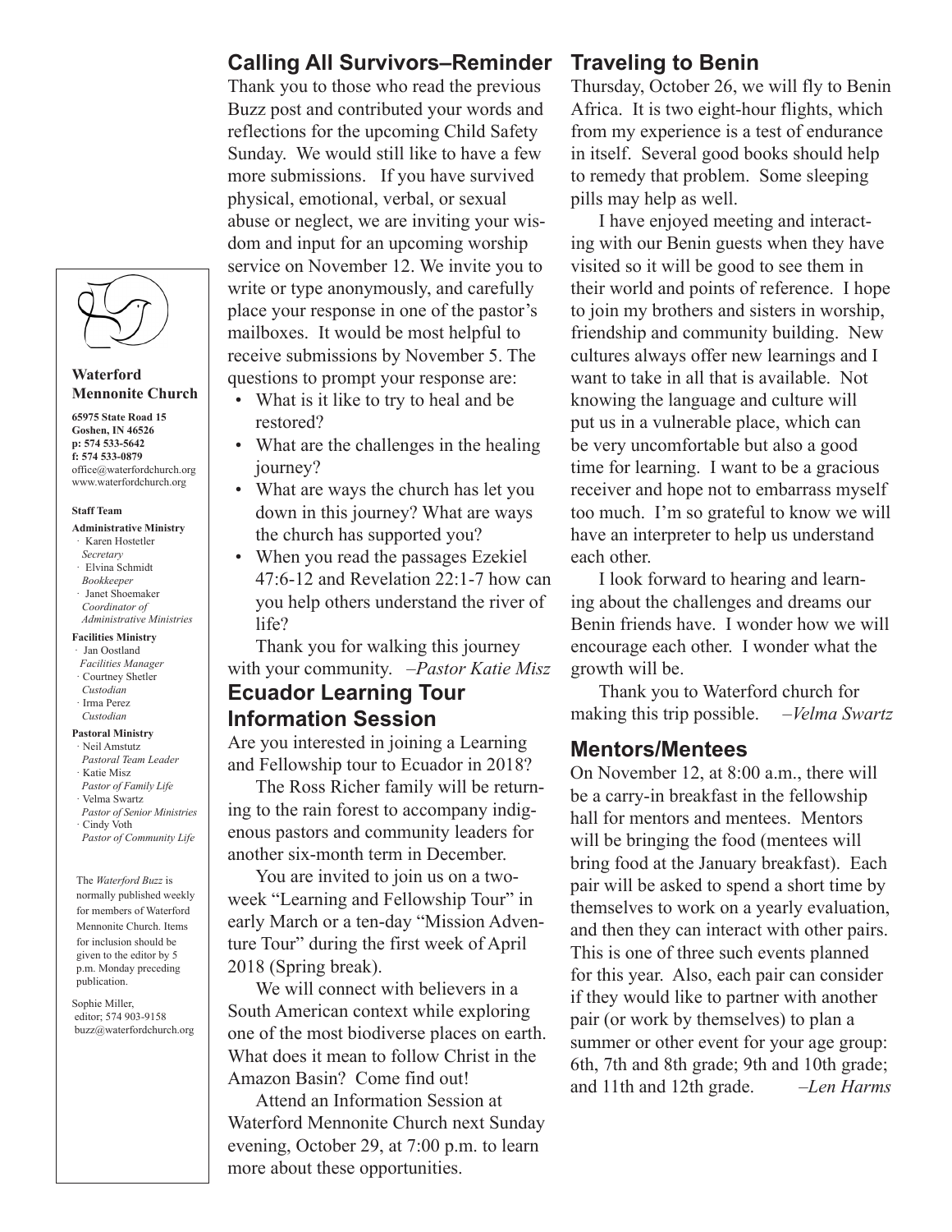## Calling All Survivors–Reminder

Thank you to those who read the previous Buzz post and contributed your words and reflections for the upcoming Child Safety Sunday. We would still like to have a few more submissions. If you have survived physical, emotional, verbal, or sexual abuse or neglect, we are inviting your wisdom and input for an upcoming worship service on November 12. We invite you to write or type anonymously, and carefully place your response in one of the pastor's mailboxes. It would be most helpful to receive submissions by November 5. The questions to prompt your response are:

- What is it like to try to heal and be restored?
- What are the challenges in the healing journey?
- What are ways the church has let you down in this journey? What are ways the church has supported you?
- When you read the passages Ezekiel 47:6-12 and Revelation 22:1-7 how can you help others understand the river of life?

Thank you for walking this journey with your community. *–Pastor Katie Misz*

## Ecuador Learning Tour Information Session

Are you interested in joining a Learning and Fellowship tour to Ecuador in 2018?

The Ross Richer family will be returning to the rain forest to accompany indigenous pastors and community leaders for another six-month term in December.

You are invited to join us on a two-week "Learning and Fellowship Tour" in early March or a ten-day "Mission Adventure Tour" during the first week of April 2018 (Spring break).

We will connect with believers in a South American context while exploring one of the most biodiverse places on earth. What does it mean to follow Christ in the Amazon Basin? Come find out!

Attend an Information Session at Waterford Mennonite Church next Sunday evening, October 29, at 7:00 p.m. to learn more about these opportunities.

## Traveling to Benin

Thursday, October 26, we will fly to Benin Africa. It is two eight-hour flights, which from my experience is a test of endurance in itself. Several good books should help to remedy that problem. Some sleeping pills may help as well.

I have enjoyed meeting and interacting with our Benin guests when they have visited so it will be good to see them in their world and points of reference. I hope to join my brothers and sisters in worship, friendship and community building. New cultures always offer new learnings and I want to take in all that is available. Not knowing the language and culture will put us in a vulnerable place, which can be very uncomfortable but also a good time for learning. I want to be a gracious receiver and hope not to embarrass myself too much. I'm so grateful to know we will have an interpreter to help us understand each other.

I look forward to hearing and learning about the challenges and dreams our Benin friends have. I wonder how we will encourage each other. I wonder what the growth will be.

Thank you to Waterford church for making this trip possible. *–Velma Swartz*

## Mentors/Mentees

On November 12, at 8:00 a.m., there will be a carry-in breakfast in the fellowship hall for mentors and mentees. Mentors will be bringing the food (mentees will bring food at the January breakfast). Each pair will be asked to spend a short time by themselves to work on a yearly evaluation, and then they can interact with other pairs. This is one of three such events planned for this year. Also, each pair can consider if they would like to partner with another pair (or work by themselves) to plan a summer or other event for your age group: 6th, 7th and 8th grade; 9th and 10th grade; and 11th and 12th grade. *–Len Harms*

---

**Waterford Mennonite Church**

**65975 State Road 15**
**Goshen, IN 46526**
**p: 574 533-5642**
**f: 574 533-0879**
office@waterfordchurch.org
www.waterfordchurch.org

**Staff Team**

**Administrative Ministry**
- Karen Hostetler *Secretary*
- Elvina Schmidt *Bookkeeper*
- Janet Shoemaker *Coordinator of Administrative Ministries*

**Facilities Ministry**
- Jan Oostland *Facilities Manager*
- Courtney Shetler *Custodian*
- Irma Perez *Custodian*

**Pastoral Ministry**
- Neil Amstutz *Pastoral Team Leader*
- Katie Misz *Pastor of Family Life*
- Velma Swartz *Pastor of Senior Ministries*
- Cindy Voth *Pastor of Community Life*

The *Waterford Buzz* is normally published weekly for members of Waterford Mennonite Church. Items for inclusion should be given to the editor by 5 p.m. Monday preceding publication.

Sophie Miller, editor; 574 903-9158 buzz@waterfordchurch.org